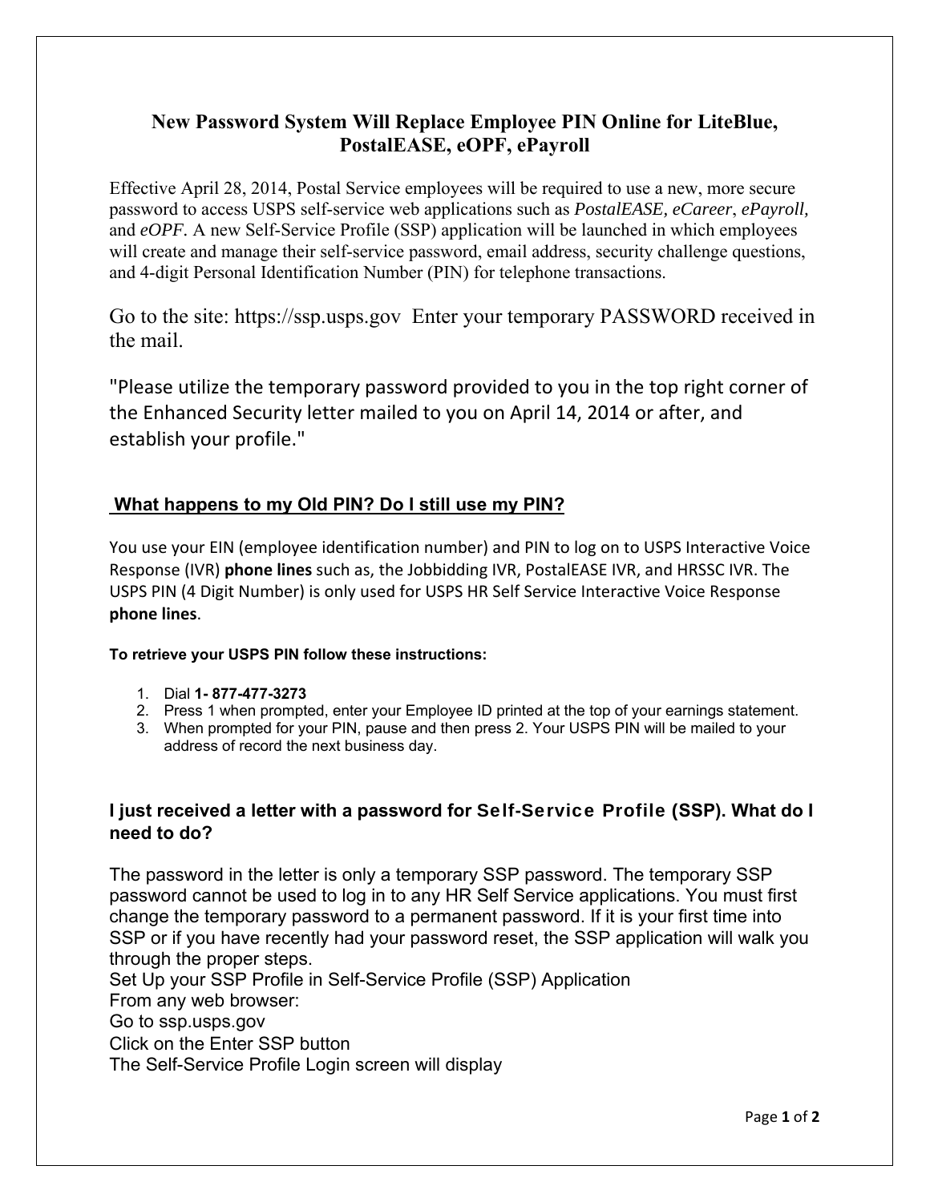# New Password System Will Replace Employee PIN Online for LiteBlue, PostalEASE, eOPF, ePayroll

Effective April 28, 2014, Postal Service employees will be required to use a new, more secure password to access USPS self-service web applications such as *PostalEASE*, *eCareer*, *ePayroll*, and *eOPF*. A new Self-Service Profile (SSP) application will be launched in which employees will create and manage their self-service password, email address, security challenge questions, and 4-digit Personal Identification Number (PIN) for telephone transactions.

Go to the site: https://ssp.usps.gov Enter your temporary PASSWORD received in the mail.

"Please utilize the temporary password provided to you in the top right corner of the Enhanced Security letter mailed to you on April 14, 2014 or after, and establish your profile."

## What happens to my Old PIN? Do I still use my PIN?

You use your EIN (employee identification number) and PIN to log on to USPS Interactive Voice Response (IVR) **phone lines** such as, the Jobbidding IVR, PostalEASE IVR, and HRSSC IVR. The USPS PIN (4 Digit Number) is only used for USPS HR Self Service Interactive Voice Response **phone lines**.

**To retrieve your USPS PIN follow these instructions:**

1. Dial **1- 877-477-3273**
2. Press 1 when prompted, enter your Employee ID printed at the top of your earnings statement.
3. When prompted for your PIN, pause and then press 2. Your USPS PIN will be mailed to your address of record the next business day.

## I just received a letter with a password for Self-Service Profile (SSP). What do I need to do?

The password in the letter is only a temporary SSP password. The temporary SSP password cannot be used to log in to any HR Self Service applications. You must first change the temporary password to a permanent password. If it is your first time into SSP or if you have recently had your password reset, the SSP application will walk you through the proper steps.

Set Up your SSP Profile in Self-Service Profile (SSP) Application

From any web browser:

Go to ssp.usps.gov

Click on the Enter SSP button

The Self-Service Profile Login screen will display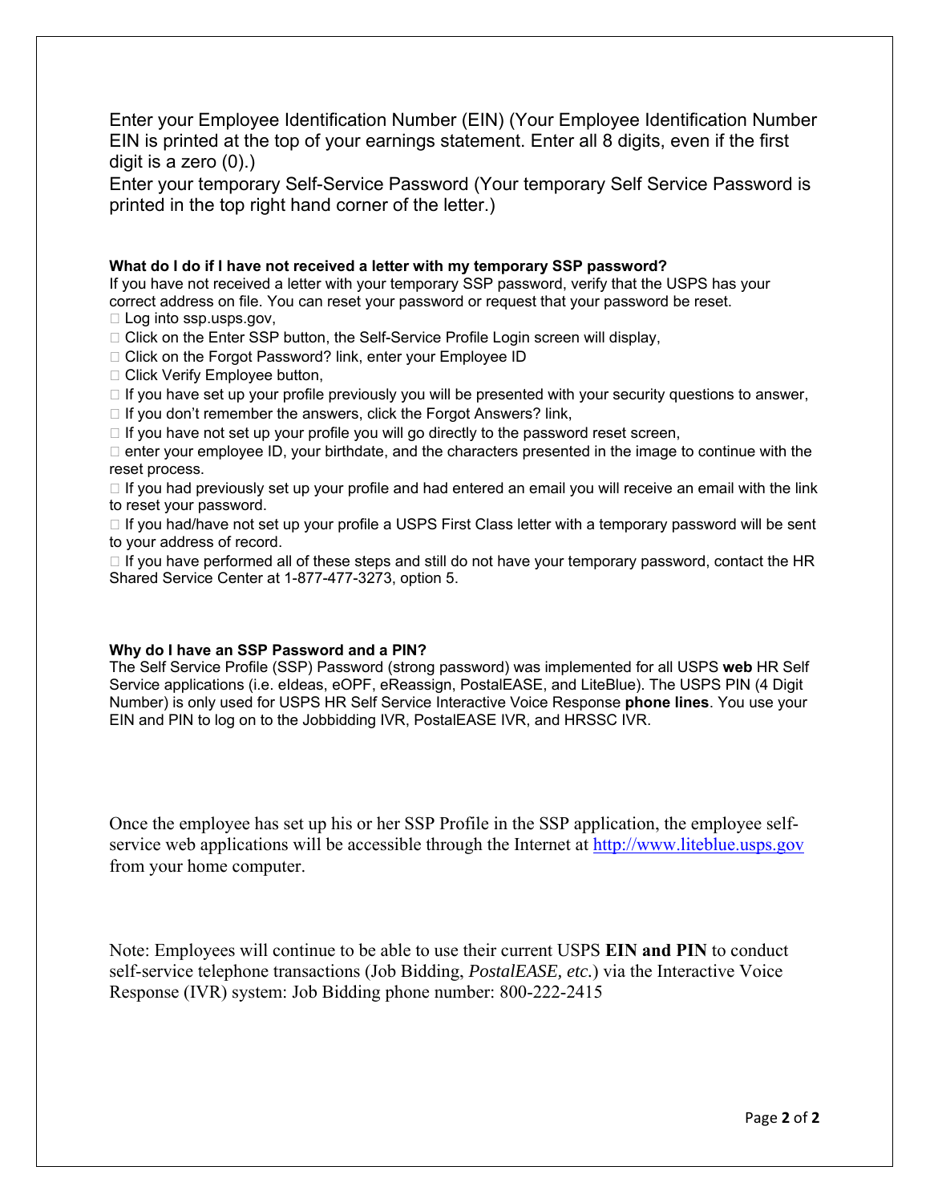Enter your Employee Identification Number (EIN) (Your Employee Identification Number EIN is printed at the top of your earnings statement. Enter all 8 digits, even if the first digit is a zero (0).)

Enter your temporary Self-Service Password (Your temporary Self Service Password is printed in the top right hand corner of the letter.)

**What do I do if I have not received a letter with my temporary SSP password?**

If you have not received a letter with your temporary SSP password, verify that the USPS has your correct address on file. You can reset your password or request that your password be reset.

- Log into ssp.usps.gov,
- Click on the Enter SSP button, the Self-Service Profile Login screen will display,
- Click on the Forgot Password? link, enter your Employee ID
- Click Verify Employee button,
- If you have set up your profile previously you will be presented with your security questions to answer,
- If you don't remember the answers, click the Forgot Answers? link,
- If you have not set up your profile you will go directly to the password reset screen,
- enter your employee ID, your birthdate, and the characters presented in the image to continue with the reset process.
- If you had previously set up your profile and had entered an email you will receive an email with the link to reset your password.
- If you had/have not set up your profile a USPS First Class letter with a temporary password will be sent to your address of record.
- If you have performed all of these steps and still do not have your temporary password, contact the HR Shared Service Center at 1-877-477-3273, option 5.

**Why do I have an SSP Password and a PIN?**

The Self Service Profile (SSP) Password (strong password) was implemented for all USPS **web** HR Self Service applications (i.e. eIdeas, eOPF, eReassign, PostalEASE, and LiteBlue). The USPS PIN (4 Digit Number) is only used for USPS HR Self Service Interactive Voice Response **phone lines**. You use your EIN and PIN to log on to the Jobbidding IVR, PostalEASE IVR, and HRSSC IVR.

Once the employee has set up his or her SSP Profile in the SSP application, the employee self-service web applications will be accessible through the Internet at [http://www.liteblue.usps.gov](http://www.liteblue.usps.gov) from your home computer.

Note: Employees will continue to be able to use their current USPS **EIN and PIN** to conduct self-service telephone transactions (Job Bidding, *PostalEASE, etc.*) via the Interactive Voice Response (IVR) system: Job Bidding phone number: 800-222-2415